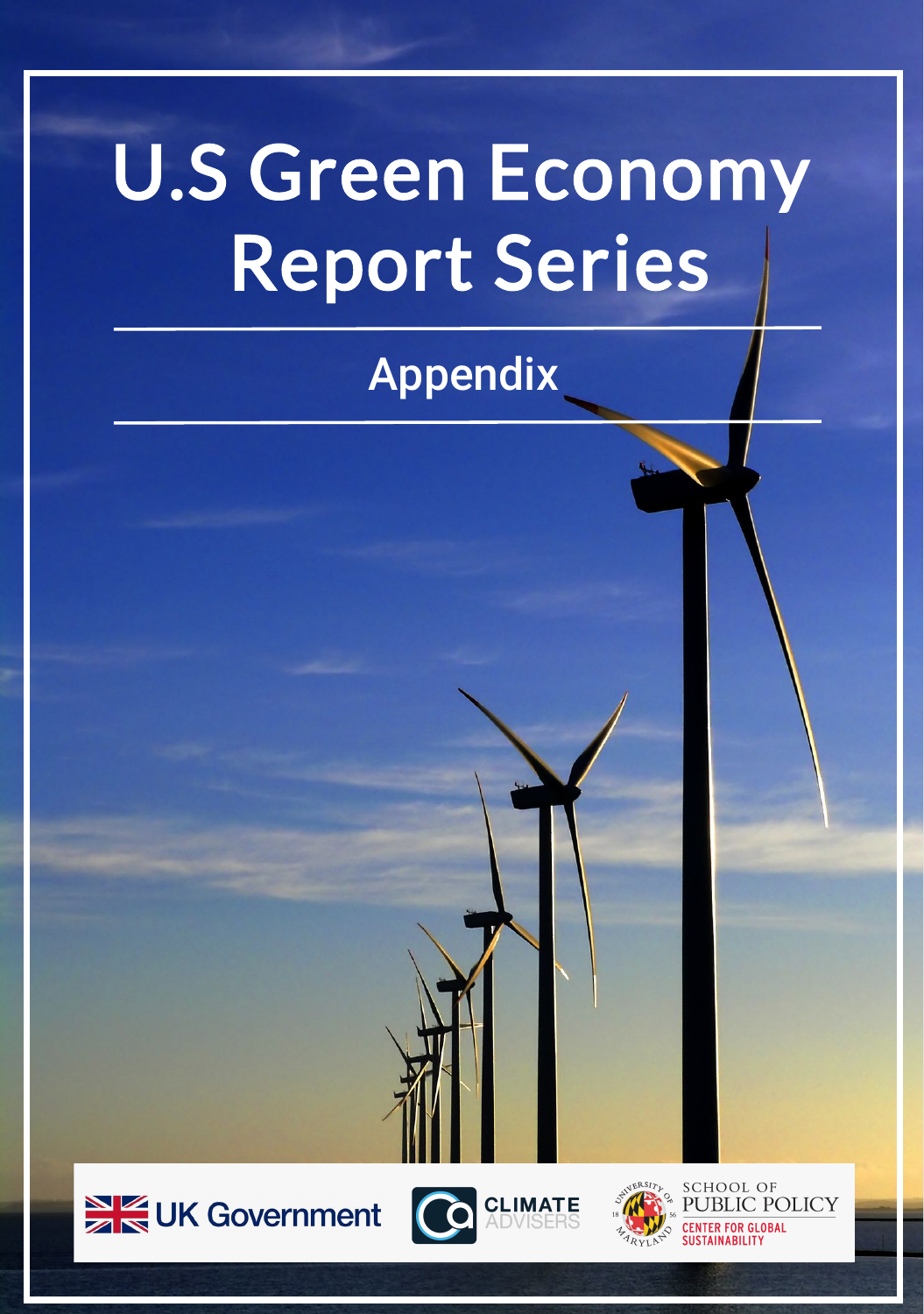# U.S Green Economy Report Series

## Appendix

UK Government

CLIMATE ADVISERS

SCHOOL OF PUBLIC POLICY
CENTER FOR GLOBAL SUSTAINABILITY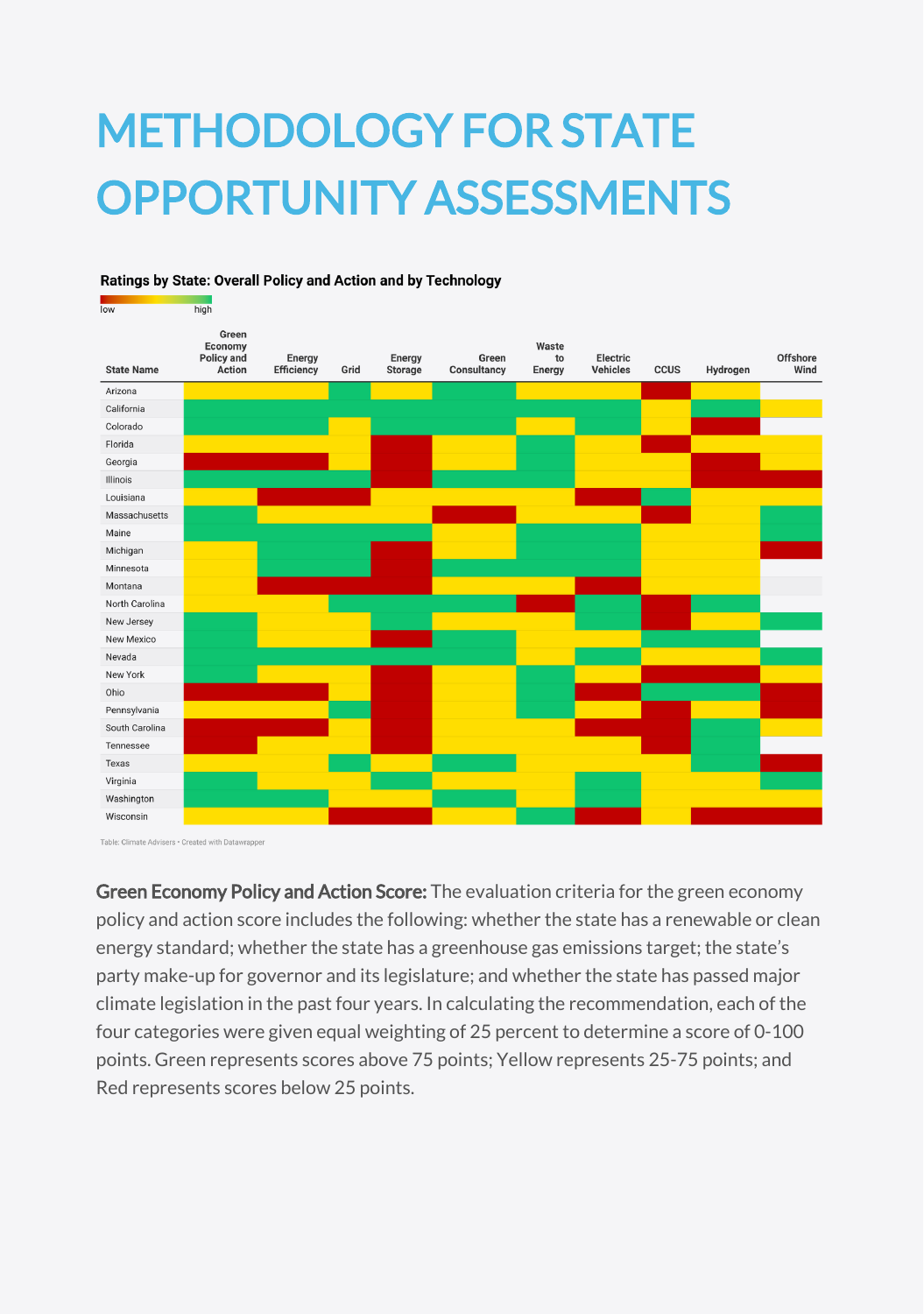# METHODOLOGY FOR STATE OPPORTUNITY ASSESSMENTS

**Ratings by State: Overall Policy and Action and by Technology**

Scale: low (red) – high (green)

| State Name | Green Economy Policy and Action | Energy Efficiency | Grid | Energy Storage | Green Consultancy | Waste to Energy | Electric Vehicles | CCUS | Hydrogen | Offshore Wind |
|---|---|---|---|---|---|---|---|---|---|---|
| Arizona | Yellow | Yellow | Green | Yellow | Green | Yellow | Yellow | Red | Yellow | |
| California | Green | Green | Green | Green | Green | Green | Green | Yellow | Green | Yellow |
| Colorado | Green | Green | Yellow | Green | Green | Yellow | Green | Yellow | Red | |
| Florida | Yellow | Yellow | Yellow | Red | Yellow | Green | Yellow | Red | Yellow | Yellow |
| Georgia | Red | Red | Yellow | Red | Yellow | Green | Yellow | Yellow | Red | Yellow |
| Illinois | Green | Green | Green | Red | Green | Green | Yellow | Yellow | Red | Red |
| Louisiana | Yellow | Red | Red | Yellow | Yellow | Yellow | Red | Green | Yellow | Yellow |
| Massachusetts | Green | Yellow | Yellow | Yellow | Red | Yellow | Yellow | Red | Yellow | Green |
| Maine | Green | Green | Green | Green | Yellow | Green | Green | Yellow | Yellow | Green |
| Michigan | Yellow | Green | Green | Red | Yellow | Green | Green | Yellow | Yellow | Red |
| Minnesota | Yellow | Green | Green | Red | Green | Green | Green | Yellow | Yellow | |
| Montana | Yellow | Red | Red | Red | Yellow | Yellow | Red | Yellow | Yellow | |
| North Carolina | Yellow | Yellow | Green | Green | Green | Red | Green | Red | Green | |
| New Jersey | Green | Yellow | Yellow | Green | Yellow | Yellow | Green | Red | Yellow | Green |
| New Mexico | Green | Yellow | Yellow | Red | Green | Yellow | Yellow | Green | Green | |
| Nevada | Green | Green | Green | Green | Green | Yellow | Green | Yellow | Yellow | Green |
| New York | Green | Yellow | Yellow | Red | Yellow | Green | Yellow | Red | Red | Yellow |
| Ohio | Red | Red | Yellow | Red | Yellow | Green | Red | Green | Green | Red |
| Pennsylvania | Yellow | Yellow | Green | Red | Yellow | Green | Yellow | Red | Yellow | Red |
| South Carolina | Red | Red | Yellow | Red | Yellow | Yellow | Red | Red | Green | Yellow |
| Tennessee | Red | Yellow | Yellow | Red | Yellow | Yellow | Yellow | Red | Green | |
| Texas | Yellow | Yellow | Green | Yellow | Green | Yellow | Yellow | Yellow | Green | Red |
| Virginia | Green | Yellow | Yellow | Green | Yellow | Yellow | Green | Yellow | Yellow | Green |
| Washington | Green | Green | Yellow | Yellow | Green | Yellow | Green | Yellow | Yellow | Yellow |
| Wisconsin | Yellow | Yellow | Red | Red | Yellow | Green | Red | Yellow | Red | Red |

Table: Climate Advisers • Created with Datawrapper

**Green Economy Policy and Action Score:** The evaluation criteria for the green economy policy and action score includes the following: whether the state has a renewable or clean energy standard; whether the state has a greenhouse gas emissions target; the state's party make-up for governor and its legislature; and whether the state has passed major climate legislation in the past four years. In calculating the recommendation, each of the four categories were given equal weighting of 25 percent to determine a score of 0-100 points. Green represents scores above 75 points; Yellow represents 25-75 points; and Red represents scores below 25 points.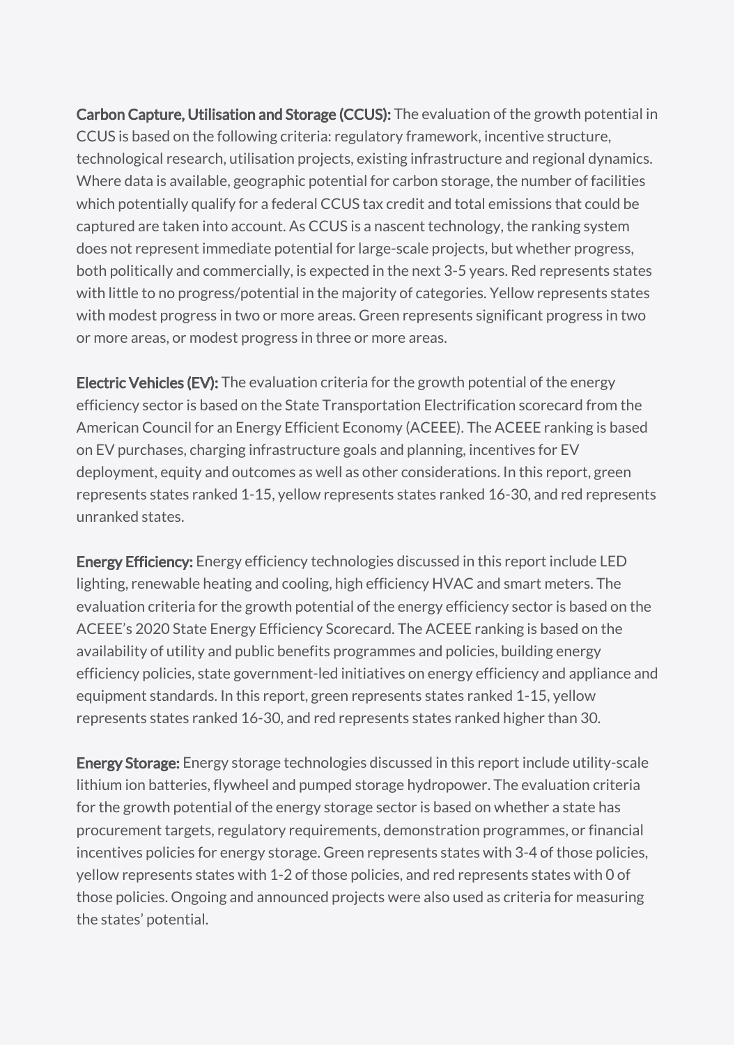**Carbon Capture, Utilisation and Storage (CCUS):** The evaluation of the growth potential in CCUS is based on the following criteria: regulatory framework, incentive structure, technological research, utilisation projects, existing infrastructure and regional dynamics. Where data is available, geographic potential for carbon storage, the number of facilities which potentially qualify for a federal CCUS tax credit and total emissions that could be captured are taken into account. As CCUS is a nascent technology, the ranking system does not represent immediate potential for large-scale projects, but whether progress, both politically and commercially, is expected in the next 3-5 years. Red represents states with little to no progress/potential in the majority of categories. Yellow represents states with modest progress in two or more areas. Green represents significant progress in two or more areas, or modest progress in three or more areas.

**Electric Vehicles (EV):** The evaluation criteria for the growth potential of the energy efficiency sector is based on the State Transportation Electrification scorecard from the American Council for an Energy Efficient Economy (ACEEE). The ACEEE ranking is based on EV purchases, charging infrastructure goals and planning, incentives for EV deployment, equity and outcomes as well as other considerations. In this report, green represents states ranked 1-15, yellow represents states ranked 16-30, and red represents unranked states.

**Energy Efficiency:** Energy efficiency technologies discussed in this report include LED lighting, renewable heating and cooling, high efficiency HVAC and smart meters. The evaluation criteria for the growth potential of the energy efficiency sector is based on the ACEEE's 2020 State Energy Efficiency Scorecard. The ACEEE ranking is based on the availability of utility and public benefits programmes and policies, building energy efficiency policies, state government-led initiatives on energy efficiency and appliance and equipment standards. In this report, green represents states ranked 1-15, yellow represents states ranked 16-30, and red represents states ranked higher than 30.

**Energy Storage:** Energy storage technologies discussed in this report include utility-scale lithium ion batteries, flywheel and pumped storage hydropower. The evaluation criteria for the growth potential of the energy storage sector is based on whether a state has procurement targets, regulatory requirements, demonstration programmes, or financial incentives policies for energy storage. Green represents states with 3-4 of those policies, yellow represents states with 1-2 of those policies, and red represents states with 0 of those policies. Ongoing and announced projects were also used as criteria for measuring the states' potential.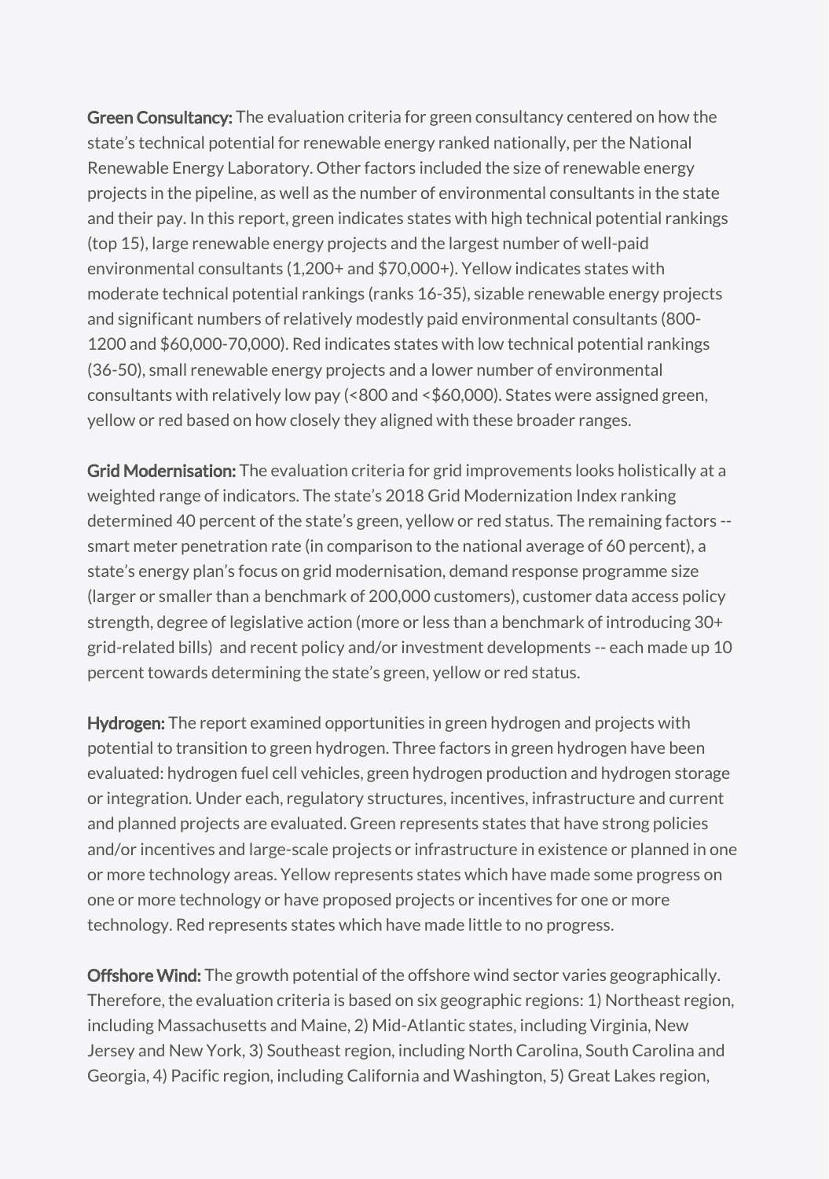**Green Consultancy:** The evaluation criteria for green consultancy centered on how the state's technical potential for renewable energy ranked nationally, per the National Renewable Energy Laboratory. Other factors included the size of renewable energy projects in the pipeline, as well as the number of environmental consultants in the state and their pay. In this report, green indicates states with high technical potential rankings (top 15), large renewable energy projects and the largest number of well-paid environmental consultants (1,200+ and $70,000+). Yellow indicates states with moderate technical potential rankings (ranks 16-35), sizable renewable energy projects and significant numbers of relatively modestly paid environmental consultants (800-1200 and $60,000-70,000). Red indicates states with low technical potential rankings (36-50), small renewable energy projects and a lower number of environmental consultants with relatively low pay (<800 and <$60,000). States were assigned green, yellow or red based on how closely they aligned with these broader ranges.

**Grid Modernisation:** The evaluation criteria for grid improvements looks holistically at a weighted range of indicators. The state's 2018 Grid Modernization Index ranking determined 40 percent of the state's green, yellow or red status. The remaining factors -- smart meter penetration rate (in comparison to the national average of 60 percent), a state's energy plan's focus on grid modernisation, demand response programme size (larger or smaller than a benchmark of 200,000 customers), customer data access policy strength, degree of legislative action (more or less than a benchmark of introducing 30+ grid-related bills) and recent policy and/or investment developments -- each made up 10 percent towards determining the state's green, yellow or red status.

**Hydrogen:** The report examined opportunities in green hydrogen and projects with potential to transition to green hydrogen. Three factors in green hydrogen have been evaluated: hydrogen fuel cell vehicles, green hydrogen production and hydrogen storage or integration. Under each, regulatory structures, incentives, infrastructure and current and planned projects are evaluated. Green represents states that have strong policies and/or incentives and large-scale projects or infrastructure in existence or planned in one or more technology areas. Yellow represents states which have made some progress on one or more technology or have proposed projects or incentives for one or more technology. Red represents states which have made little to no progress.

**Offshore Wind:** The growth potential of the offshore wind sector varies geographically. Therefore, the evaluation criteria is based on six geographic regions: 1) Northeast region, including Massachusetts and Maine, 2) Mid-Atlantic states, including Virginia, New Jersey and New York, 3) Southeast region, including North Carolina, South Carolina and Georgia, 4) Pacific region, including California and Washington, 5) Great Lakes region,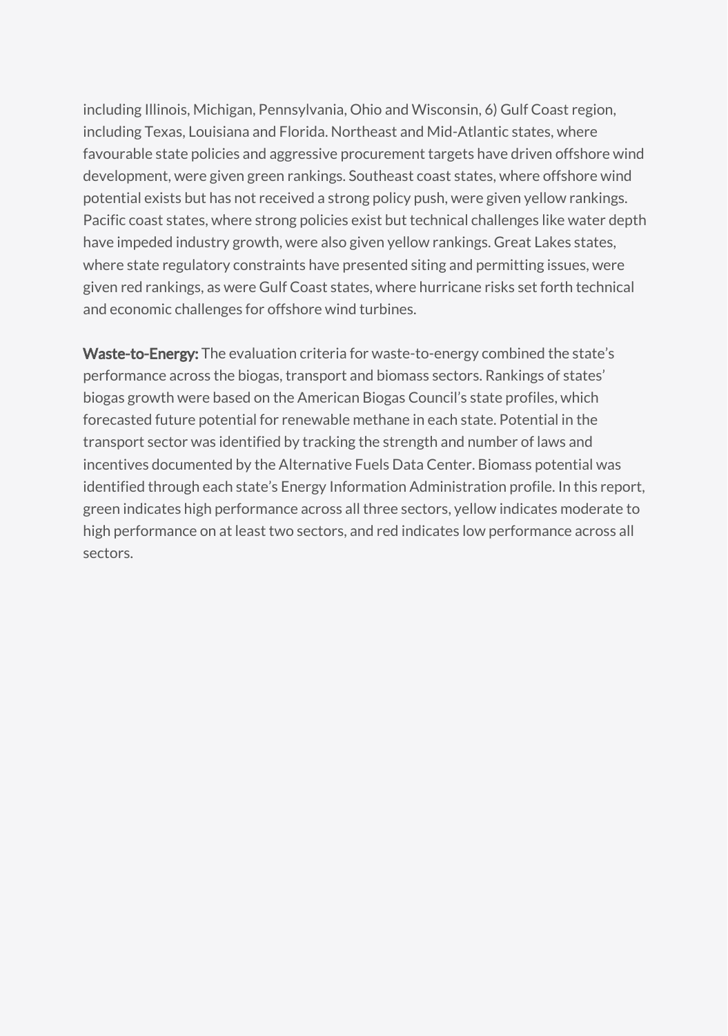including Illinois, Michigan, Pennsylvania, Ohio and Wisconsin, 6) Gulf Coast region, including Texas, Louisiana and Florida. Northeast and Mid-Atlantic states, where favourable state policies and aggressive procurement targets have driven offshore wind development, were given green rankings. Southeast coast states, where offshore wind potential exists but has not received a strong policy push, were given yellow rankings. Pacific coast states, where strong policies exist but technical challenges like water depth have impeded industry growth, were also given yellow rankings. Great Lakes states, where state regulatory constraints have presented siting and permitting issues, were given red rankings, as were Gulf Coast states, where hurricane risks set forth technical and economic challenges for offshore wind turbines.

**Waste-to-Energy:** The evaluation criteria for waste-to-energy combined the state's performance across the biogas, transport and biomass sectors. Rankings of states' biogas growth were based on the American Biogas Council's state profiles, which forecasted future potential for renewable methane in each state. Potential in the transport sector was identified by tracking the strength and number of laws and incentives documented by the Alternative Fuels Data Center. Biomass potential was identified through each state's Energy Information Administration profile. In this report, green indicates high performance across all three sectors, yellow indicates moderate to high performance on at least two sectors, and red indicates low performance across all sectors.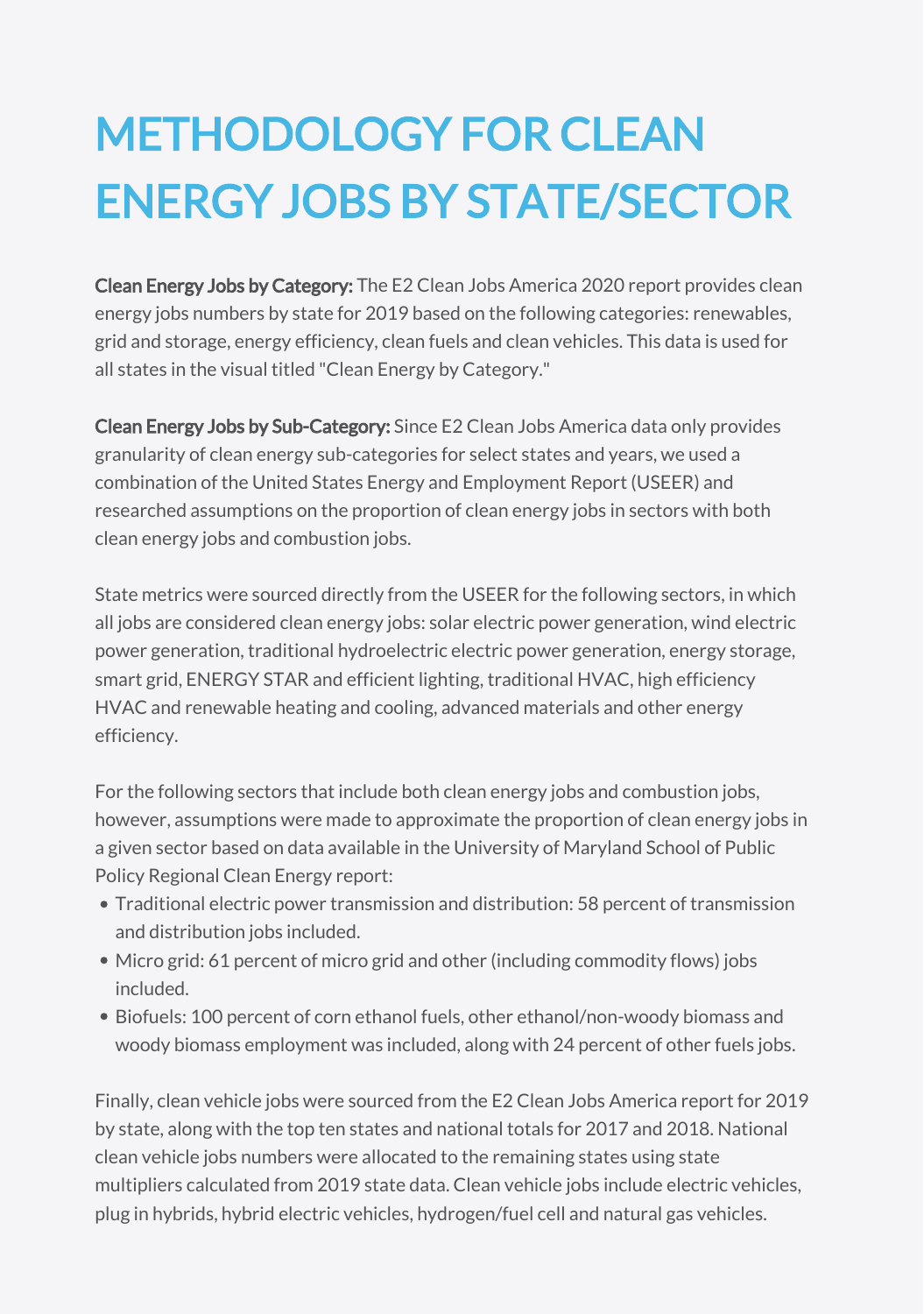# METHODOLOGY FOR CLEAN ENERGY JOBS BY STATE/SECTOR

**Clean Energy Jobs by Category:** The E2 Clean Jobs America 2020 report provides clean energy jobs numbers by state for 2019 based on the following categories: renewables, grid and storage, energy efficiency, clean fuels and clean vehicles. This data is used for all states in the visual titled "Clean Energy by Category."

**Clean Energy Jobs by Sub-Category:** Since E2 Clean Jobs America data only provides granularity of clean energy sub-categories for select states and years, we used a combination of the United States Energy and Employment Report (USEER) and researched assumptions on the proportion of clean energy jobs in sectors with both clean energy jobs and combustion jobs.

State metrics were sourced directly from the USEER for the following sectors, in which all jobs are considered clean energy jobs: solar electric power generation, wind electric power generation, traditional hydroelectric electric power generation, energy storage, smart grid, ENERGY STAR and efficient lighting, traditional HVAC, high efficiency HVAC and renewable heating and cooling, advanced materials and other energy efficiency.

For the following sectors that include both clean energy jobs and combustion jobs, however, assumptions were made to approximate the proportion of clean energy jobs in a given sector based on data available in the University of Maryland School of Public Policy Regional Clean Energy report:

- Traditional electric power transmission and distribution: 58 percent of transmission and distribution jobs included.
- Micro grid: 61 percent of micro grid and other (including commodity flows) jobs included.
- Biofuels: 100 percent of corn ethanol fuels, other ethanol/non-woody biomass and woody biomass employment was included, along with 24 percent of other fuels jobs.

Finally, clean vehicle jobs were sourced from the E2 Clean Jobs America report for 2019 by state, along with the top ten states and national totals for 2017 and 2018. National clean vehicle jobs numbers were allocated to the remaining states using state multipliers calculated from 2019 state data. Clean vehicle jobs include electric vehicles, plug in hybrids, hybrid electric vehicles, hydrogen/fuel cell and natural gas vehicles.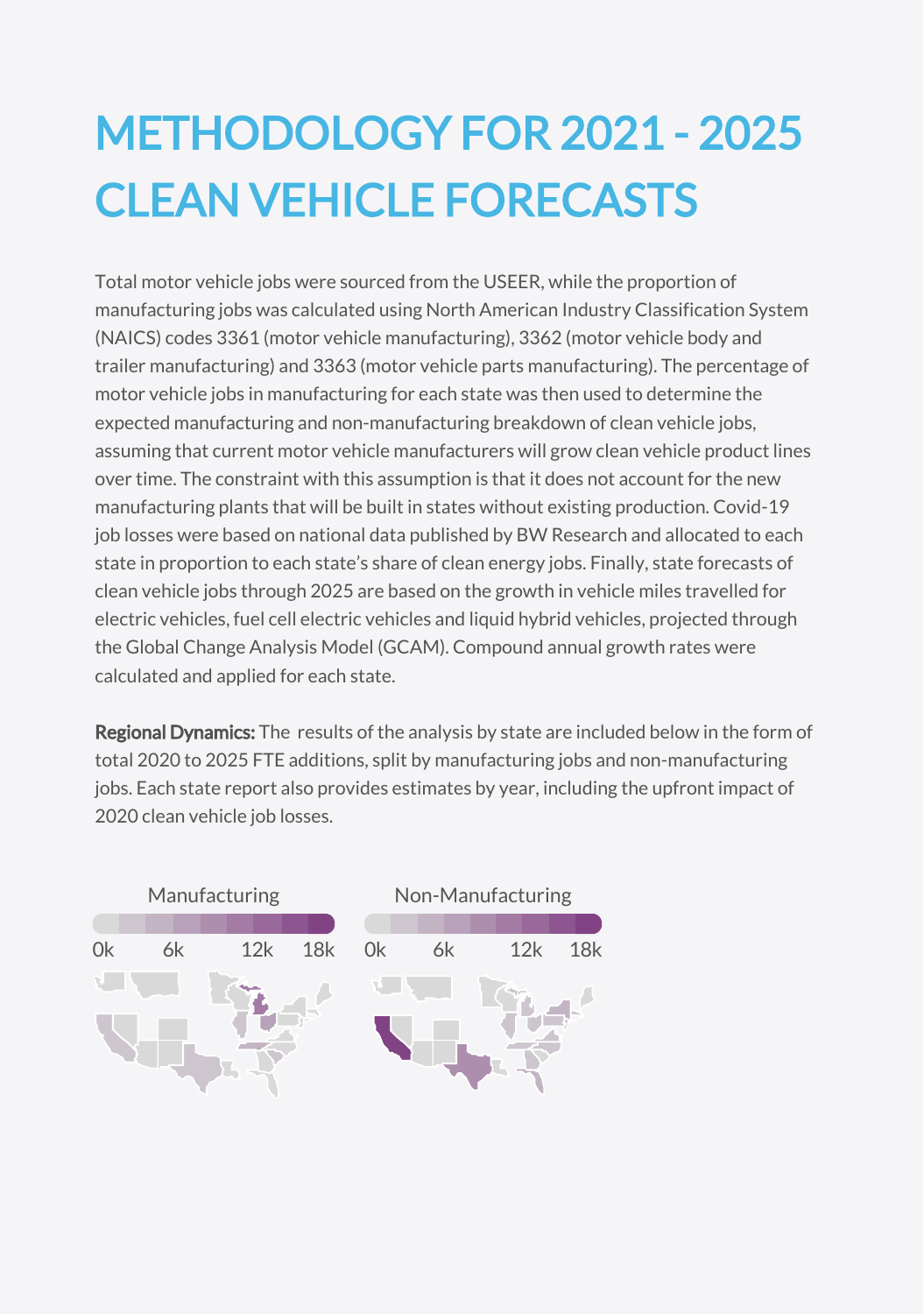# METHODOLOGY FOR 2021 - 2025 CLEAN VEHICLE FORECASTS

Total motor vehicle jobs were sourced from the USEER, while the proportion of manufacturing jobs was calculated using North American Industry Classification System (NAICS) codes 3361 (motor vehicle manufacturing), 3362 (motor vehicle body and trailer manufacturing) and 3363 (motor vehicle parts manufacturing). The percentage of motor vehicle jobs in manufacturing for each state was then used to determine the expected manufacturing and non-manufacturing breakdown of clean vehicle jobs, assuming that current motor vehicle manufacturers will grow clean vehicle product lines over time. The constraint with this assumption is that it does not account for the new manufacturing plants that will be built in states without existing production. Covid-19 job losses were based on national data published by BW Research and allocated to each state in proportion to each state's share of clean energy jobs. Finally, state forecasts of clean vehicle jobs through 2025 are based on the growth in vehicle miles travelled for electric vehicles, fuel cell electric vehicles and liquid hybrid vehicles, projected through the Global Change Analysis Model (GCAM). Compound annual growth rates were calculated and applied for each state.

**Regional Dynamics:** The results of the analysis by state are included below in the form of total 2020 to 2025 FTE additions, split by manufacturing jobs and non-manufacturing jobs. Each state report also provides estimates by year, including the upfront impact of 2020 clean vehicle job losses.

Manufacturing

0k 6k 12k 18k

Non-Manufacturing

0k 6k 12k 18k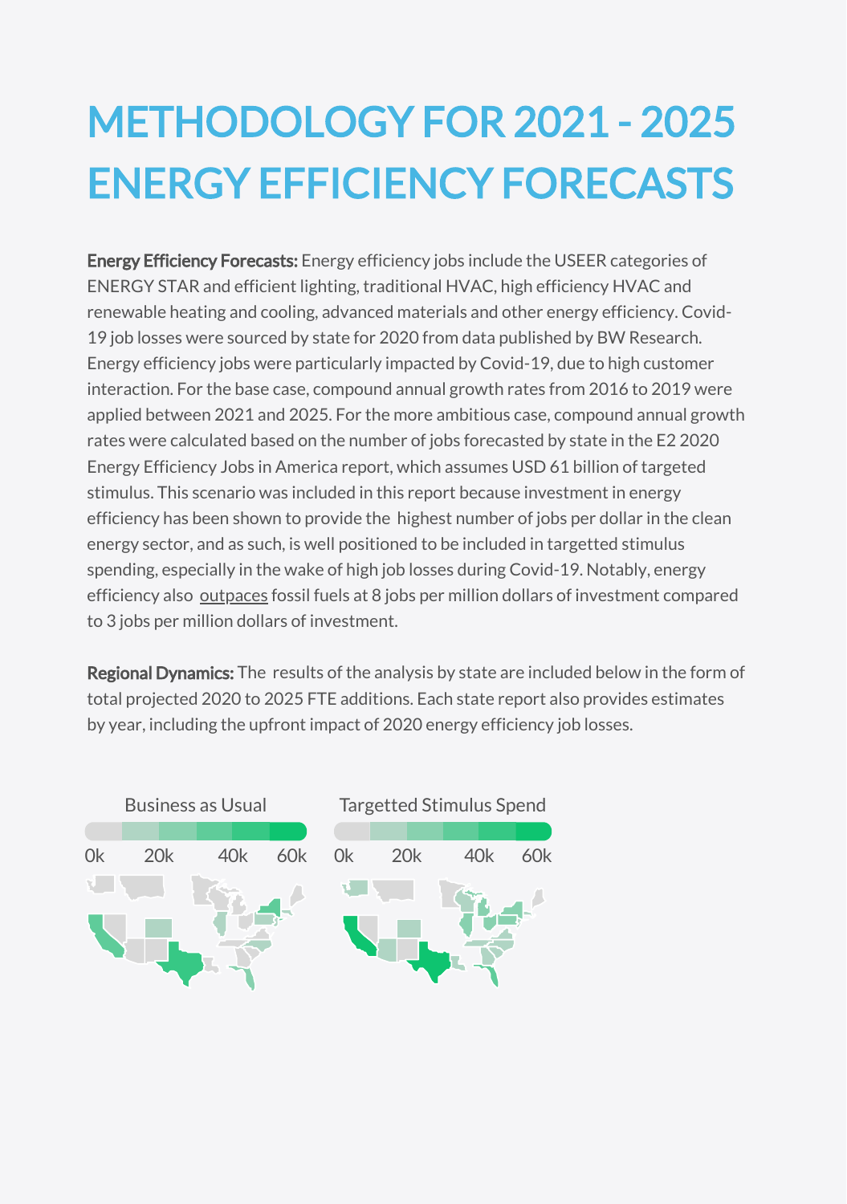# METHODOLOGY FOR 2021 - 2025 ENERGY EFFICIENCY FORECASTS

**Energy Efficiency Forecasts:** Energy efficiency jobs include the USEER categories of ENERGY STAR and efficient lighting, traditional HVAC, high efficiency HVAC and renewable heating and cooling, advanced materials and other energy efficiency. Covid-19 job losses were sourced by state for 2020 from data published by BW Research. Energy efficiency jobs were particularly impacted by Covid-19, due to high customer interaction. For the base case, compound annual growth rates from 2016 to 2019 were applied between 2021 and 2025. For the more ambitious case, compound annual growth rates were calculated based on the number of jobs forecasted by state in the E2 2020 Energy Efficiency Jobs in America report, which assumes USD 61 billion of targeted stimulus. This scenario was included in this report because investment in energy efficiency has been shown to provide the highest number of jobs per dollar in the clean energy sector, and as such, is well positioned to be included in targetted stimulus spending, especially in the wake of high job losses during Covid-19. Notably, energy efficiency also outpaces fossil fuels at 8 jobs per million dollars of investment compared to 3 jobs per million dollars of investment.

**Regional Dynamics:** The results of the analysis by state are included below in the form of total projected 2020 to 2025 FTE additions. Each state report also provides estimates by year, including the upfront impact of 2020 energy efficiency job losses.

Business as Usual

0k 20k 40k 60k

Targetted Stimulus Spend

0k 20k 40k 60k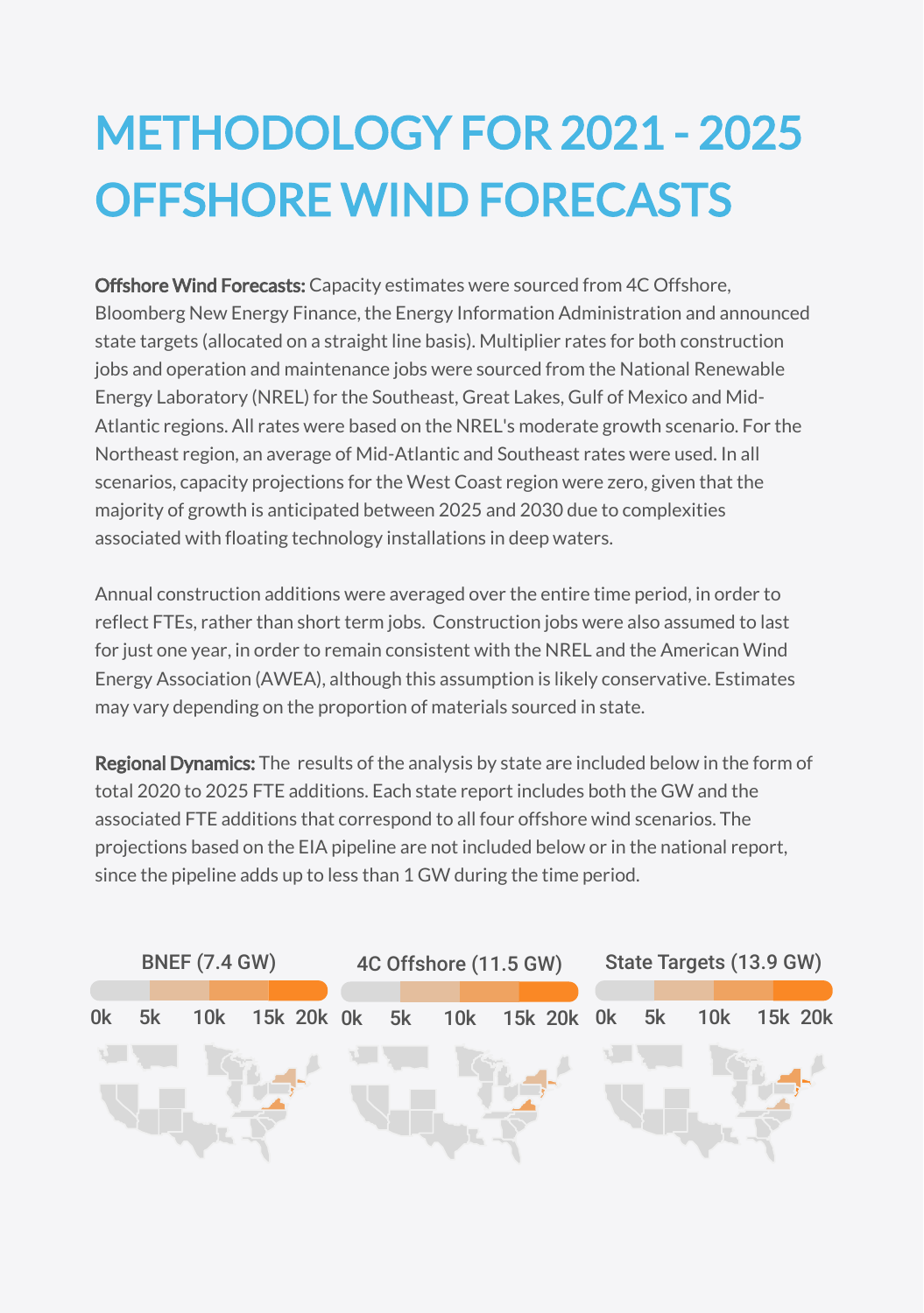# METHODOLOGY FOR 2021 - 2025 OFFSHORE WIND FORECASTS

**Offshore Wind Forecasts:** Capacity estimates were sourced from 4C Offshore, Bloomberg New Energy Finance, the Energy Information Administration and announced state targets (allocated on a straight line basis). Multiplier rates for both construction jobs and operation and maintenance jobs were sourced from the National Renewable Energy Laboratory (NREL) for the Southeast, Great Lakes, Gulf of Mexico and Mid-Atlantic regions. All rates were based on the NREL's moderate growth scenario. For the Northeast region, an average of Mid-Atlantic and Southeast rates were used. In all scenarios, capacity projections for the West Coast region were zero, given that the majority of growth is anticipated between 2025 and 2030 due to complexities associated with floating technology installations in deep waters.

Annual construction additions were averaged over the entire time period, in order to reflect FTEs, rather than short term jobs. Construction jobs were also assumed to last for just one year, in order to remain consistent with the NREL and the American Wind Energy Association (AWEA), although this assumption is likely conservative. Estimates may vary depending on the proportion of materials sourced in state.

**Regional Dynamics:** The results of the analysis by state are included below in the form of total 2020 to 2025 FTE additions. Each state report includes both the GW and the associated FTE additions that correspond to all four offshore wind scenarios. The projections based on the EIA pipeline are not included below or in the national report, since the pipeline adds up to less than 1 GW during the time period.

BNEF (7.4 GW) — 0k, 5k, 10k, 15k, 20k

4C Offshore (11.5 GW) — 0k, 5k, 10k, 15k, 20k

State Targets (13.9 GW) — 0k, 5k, 10k, 15k, 20k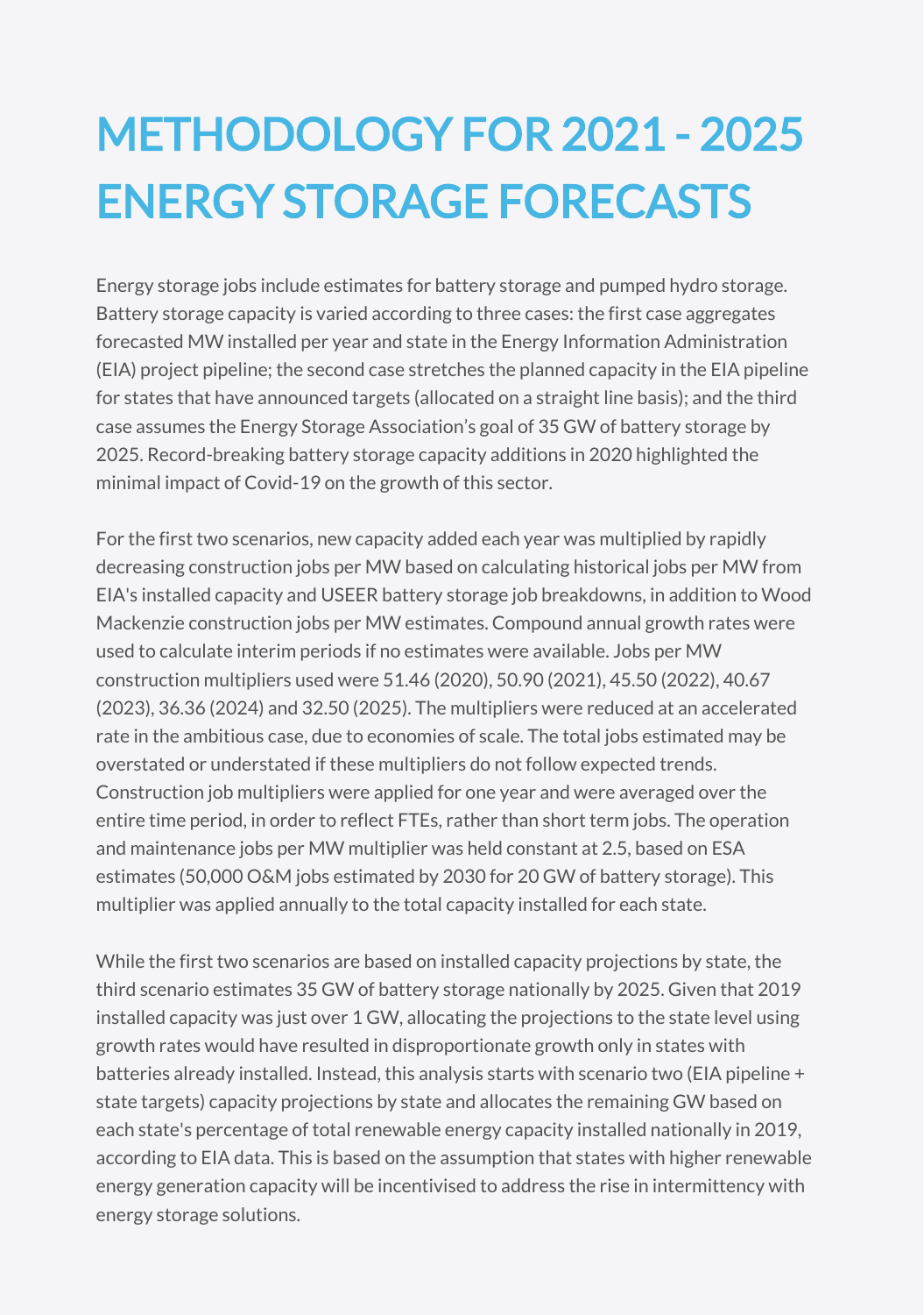# METHODOLOGY FOR 2021 - 2025 ENERGY STORAGE FORECASTS

Energy storage jobs include estimates for battery storage and pumped hydro storage. Battery storage capacity is varied according to three cases: the first case aggregates forecasted MW installed per year and state in the Energy Information Administration (EIA) project pipeline; the second case stretches the planned capacity in the EIA pipeline for states that have announced targets (allocated on a straight line basis); and the third case assumes the Energy Storage Association's goal of 35 GW of battery storage by 2025. Record-breaking battery storage capacity additions in 2020 highlighted the minimal impact of Covid-19 on the growth of this sector.

For the first two scenarios, new capacity added each year was multiplied by rapidly decreasing construction jobs per MW based on calculating historical jobs per MW from EIA's installed capacity and USEER battery storage job breakdowns, in addition to Wood Mackenzie construction jobs per MW estimates. Compound annual growth rates were used to calculate interim periods if no estimates were available. Jobs per MW construction multipliers used were 51.46 (2020), 50.90 (2021), 45.50 (2022), 40.67 (2023), 36.36 (2024) and 32.50 (2025). The multipliers were reduced at an accelerated rate in the ambitious case, due to economies of scale. The total jobs estimated may be overstated or understated if these multipliers do not follow expected trends. Construction job multipliers were applied for one year and were averaged over the entire time period, in order to reflect FTEs, rather than short term jobs. The operation and maintenance jobs per MW multiplier was held constant at 2.5, based on ESA estimates (50,000 O&M jobs estimated by 2030 for 20 GW of battery storage). This multiplier was applied annually to the total capacity installed for each state.

While the first two scenarios are based on installed capacity projections by state, the third scenario estimates 35 GW of battery storage nationally by 2025. Given that 2019 installed capacity was just over 1 GW, allocating the projections to the state level using growth rates would have resulted in disproportionate growth only in states with batteries already installed. Instead, this analysis starts with scenario two (EIA pipeline + state targets) capacity projections by state and allocates the remaining GW based on each state's percentage of total renewable energy capacity installed nationally in 2019, according to EIA data. This is based on the assumption that states with higher renewable energy generation capacity will be incentivised to address the rise in intermittency with energy storage solutions.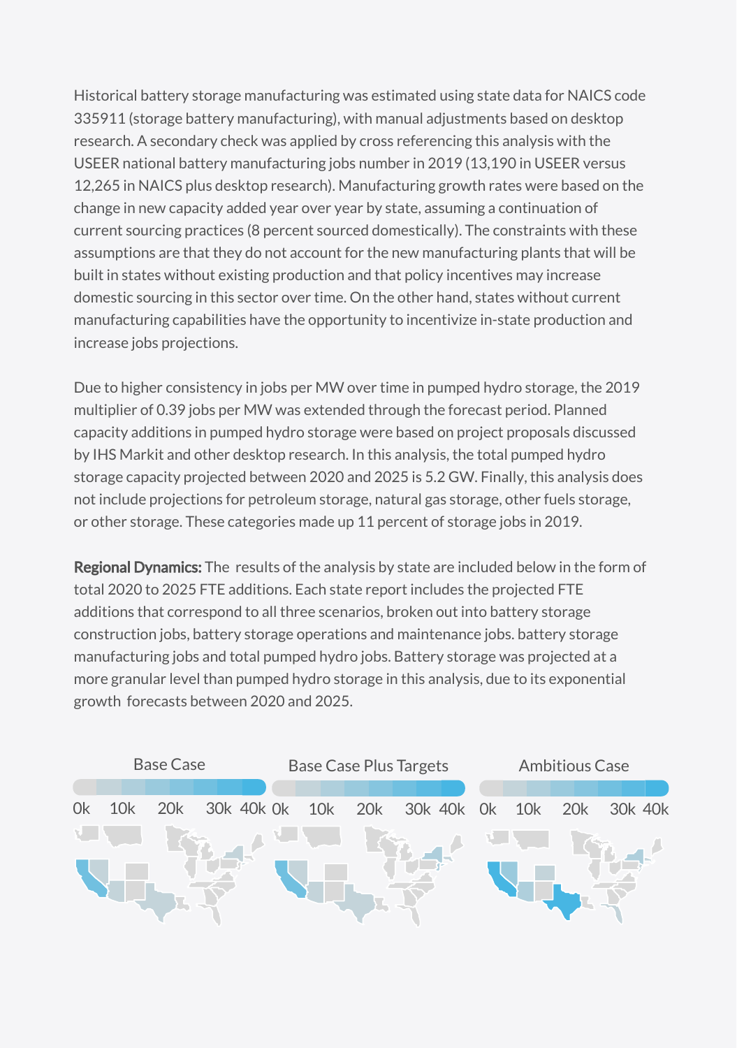Historical battery storage manufacturing was estimated using state data for NAICS code 335911 (storage battery manufacturing), with manual adjustments based on desktop research. A secondary check was applied by cross referencing this analysis with the USEER national battery manufacturing jobs number in 2019 (13,190 in USEER versus 12,265 in NAICS plus desktop research). Manufacturing growth rates were based on the change in new capacity added year over year by state, assuming a continuation of current sourcing practices (8 percent sourced domestically). The constraints with these assumptions are that they do not account for the new manufacturing plants that will be built in states without existing production and that policy incentives may increase domestic sourcing in this sector over time. On the other hand, states without current manufacturing capabilities have the opportunity to incentivize in-state production and increase jobs projections.

Due to higher consistency in jobs per MW over time in pumped hydro storage, the 2019 multiplier of 0.39 jobs per MW was extended through the forecast period. Planned capacity additions in pumped hydro storage were based on project proposals discussed by IHS Markit and other desktop research. In this analysis, the total pumped hydro storage capacity projected between 2020 and 2025 is 5.2 GW. Finally, this analysis does not include projections for petroleum storage, natural gas storage, other fuels storage, or other storage. These categories made up 11 percent of storage jobs in 2019.

**Regional Dynamics:** The results of the analysis by state are included below in the form of total 2020 to 2025 FTE additions. Each state report includes the projected FTE additions that correspond to all three scenarios, broken out into battery storage construction jobs, battery storage operations and maintenance jobs. battery storage manufacturing jobs and total pumped hydro jobs. Battery storage was projected at a more granular level than pumped hydro storage in this analysis, due to its exponential growth forecasts between 2020 and 2025.

Base Case | Base Case Plus Targets | Ambitious Case

0k 10k 20k 30k 40k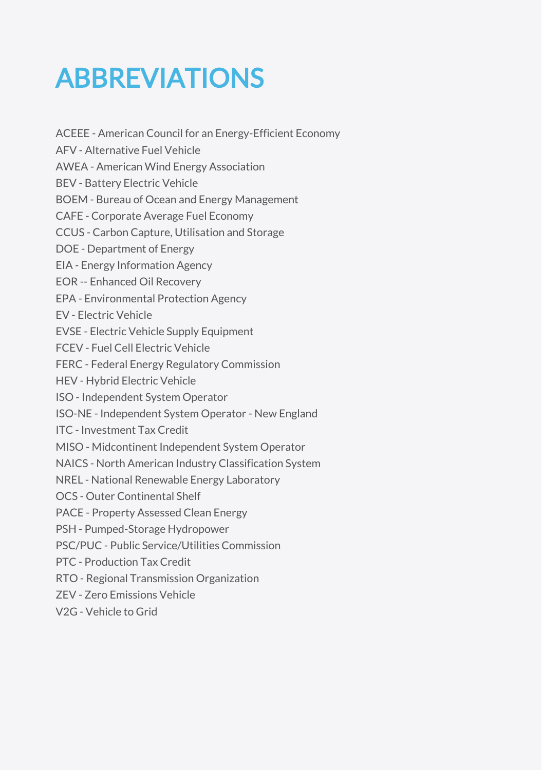# ABBREVIATIONS

ACEEE - American Council for an Energy-Efficient Economy
AFV - Alternative Fuel Vehicle
AWEA - American Wind Energy Association
BEV - Battery Electric Vehicle
BOEM - Bureau of Ocean and Energy Management
CAFE - Corporate Average Fuel Economy
CCUS - Carbon Capture, Utilisation and Storage
DOE - Department of Energy
EIA - Energy Information Agency
EOR -- Enhanced Oil Recovery
EPA - Environmental Protection Agency
EV - Electric Vehicle
EVSE - Electric Vehicle Supply Equipment
FCEV - Fuel Cell Electric Vehicle
FERC - Federal Energy Regulatory Commission
HEV - Hybrid Electric Vehicle
ISO - Independent System Operator
ISO-NE - Independent System Operator - New England
ITC - Investment Tax Credit
MISO - Midcontinent Independent System Operator
NAICS - North American Industry Classification System
NREL - National Renewable Energy Laboratory
OCS - Outer Continental Shelf
PACE - Property Assessed Clean Energy
PSH - Pumped-Storage Hydropower
PSC/PUC - Public Service/Utilities Commission
PTC - Production Tax Credit
RTO - Regional Transmission Organization
ZEV - Zero Emissions Vehicle
V2G - Vehicle to Grid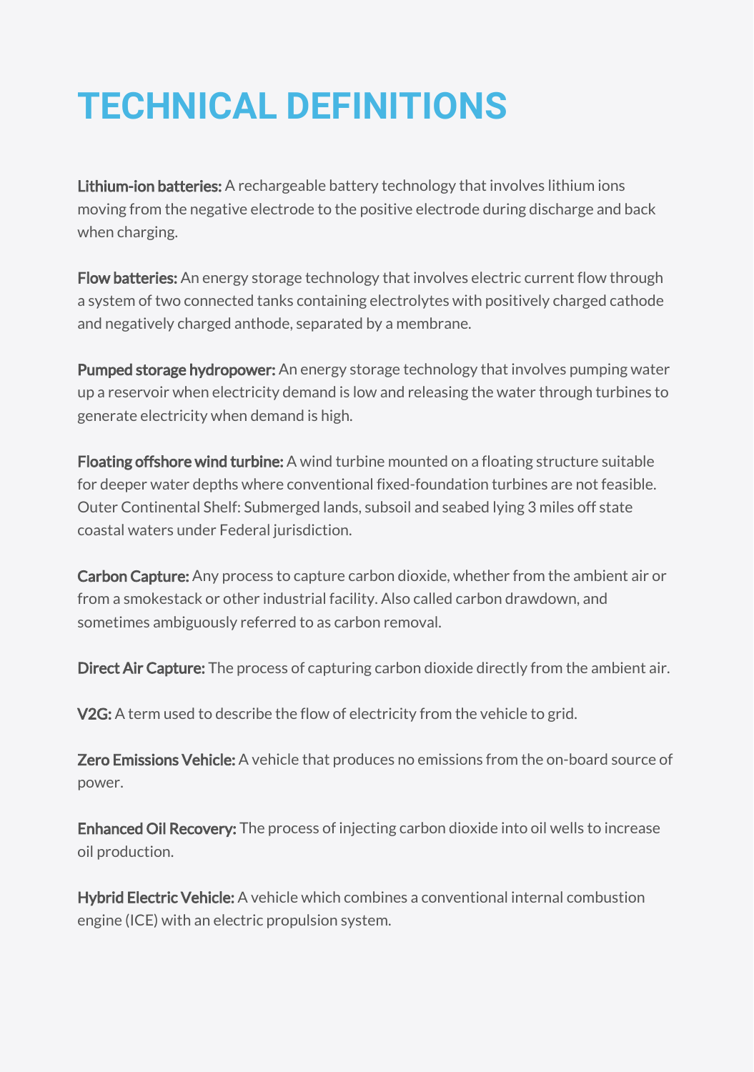# TECHNICAL DEFINITIONS

**Lithium-ion batteries:** A rechargeable battery technology that involves lithium ions moving from the negative electrode to the positive electrode during discharge and back when charging.

**Flow batteries:** An energy storage technology that involves electric current flow through a system of two connected tanks containing electrolytes with positively charged cathode and negatively charged anthode, separated by a membrane.

**Pumped storage hydropower:** An energy storage technology that involves pumping water up a reservoir when electricity demand is low and releasing the water through turbines to generate electricity when demand is high.

**Floating offshore wind turbine:** A wind turbine mounted on a floating structure suitable for deeper water depths where conventional fixed-foundation turbines are not feasible. Outer Continental Shelf: Submerged lands, subsoil and seabed lying 3 miles off state coastal waters under Federal jurisdiction.

**Carbon Capture:** Any process to capture carbon dioxide, whether from the ambient air or from a smokestack or other industrial facility. Also called carbon drawdown, and sometimes ambiguously referred to as carbon removal.

**Direct Air Capture:** The process of capturing carbon dioxide directly from the ambient air.

**V2G:** A term used to describe the flow of electricity from the vehicle to grid.

**Zero Emissions Vehicle:** A vehicle that produces no emissions from the on-board source of power.

**Enhanced Oil Recovery:** The process of injecting carbon dioxide into oil wells to increase oil production.

**Hybrid Electric Vehicle:** A vehicle which combines a conventional internal combustion engine (ICE) with an electric propulsion system.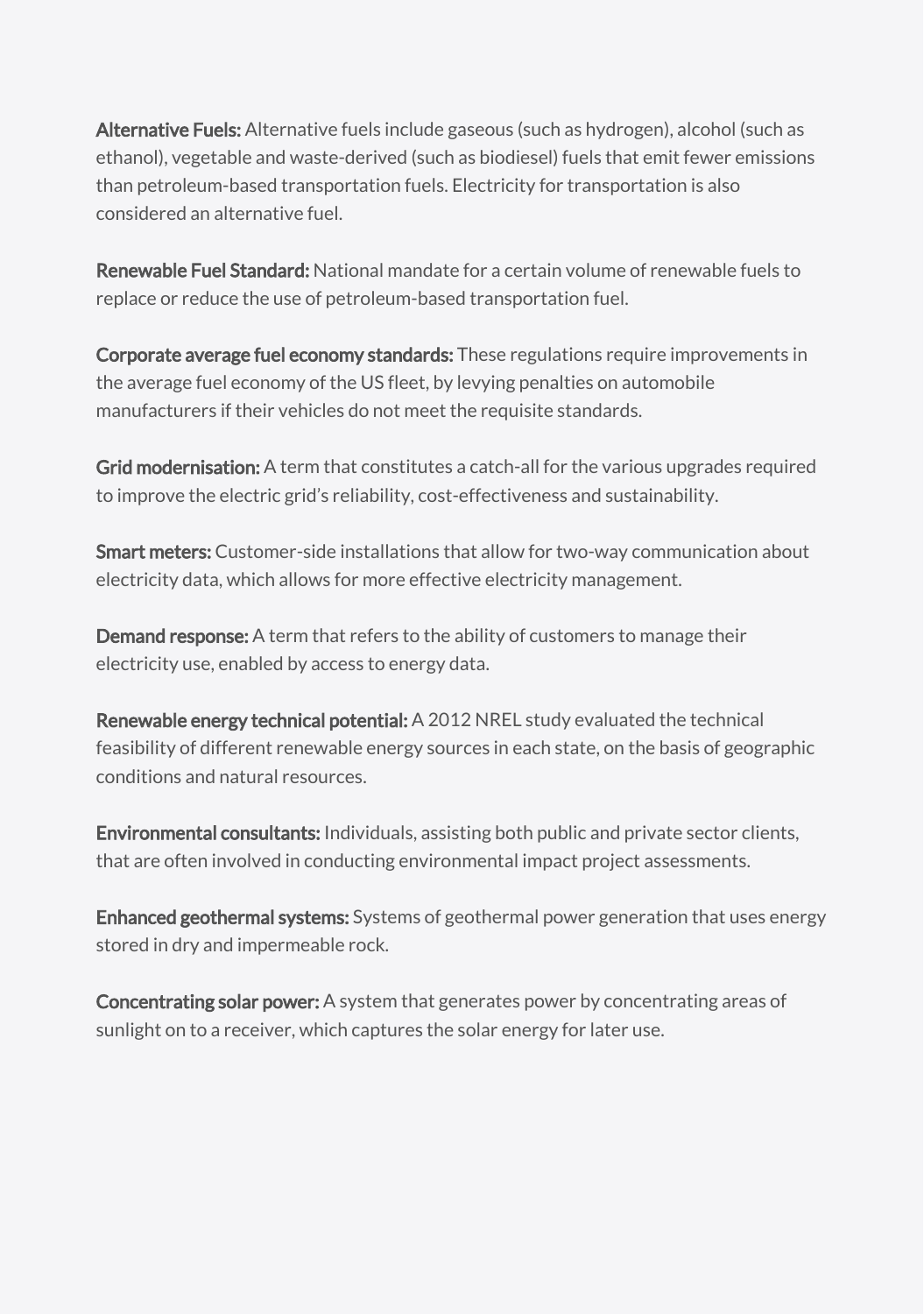**Alternative Fuels:** Alternative fuels include gaseous (such as hydrogen), alcohol (such as ethanol), vegetable and waste-derived (such as biodiesel) fuels that emit fewer emissions than petroleum-based transportation fuels. Electricity for transportation is also considered an alternative fuel.

**Renewable Fuel Standard:** National mandate for a certain volume of renewable fuels to replace or reduce the use of petroleum-based transportation fuel.

**Corporate average fuel economy standards:** These regulations require improvements in the average fuel economy of the US fleet, by levying penalties on automobile manufacturers if their vehicles do not meet the requisite standards.

**Grid modernisation:** A term that constitutes a catch-all for the various upgrades required to improve the electric grid's reliability, cost-effectiveness and sustainability.

**Smart meters:** Customer-side installations that allow for two-way communication about electricity data, which allows for more effective electricity management.

**Demand response:** A term that refers to the ability of customers to manage their electricity use, enabled by access to energy data.

**Renewable energy technical potential:** A 2012 NREL study evaluated the technical feasibility of different renewable energy sources in each state, on the basis of geographic conditions and natural resources.

**Environmental consultants:** Individuals, assisting both public and private sector clients, that are often involved in conducting environmental impact project assessments.

**Enhanced geothermal systems:** Systems of geothermal power generation that uses energy stored in dry and impermeable rock.

**Concentrating solar power:** A system that generates power by concentrating areas of sunlight on to a receiver, which captures the solar energy for later use.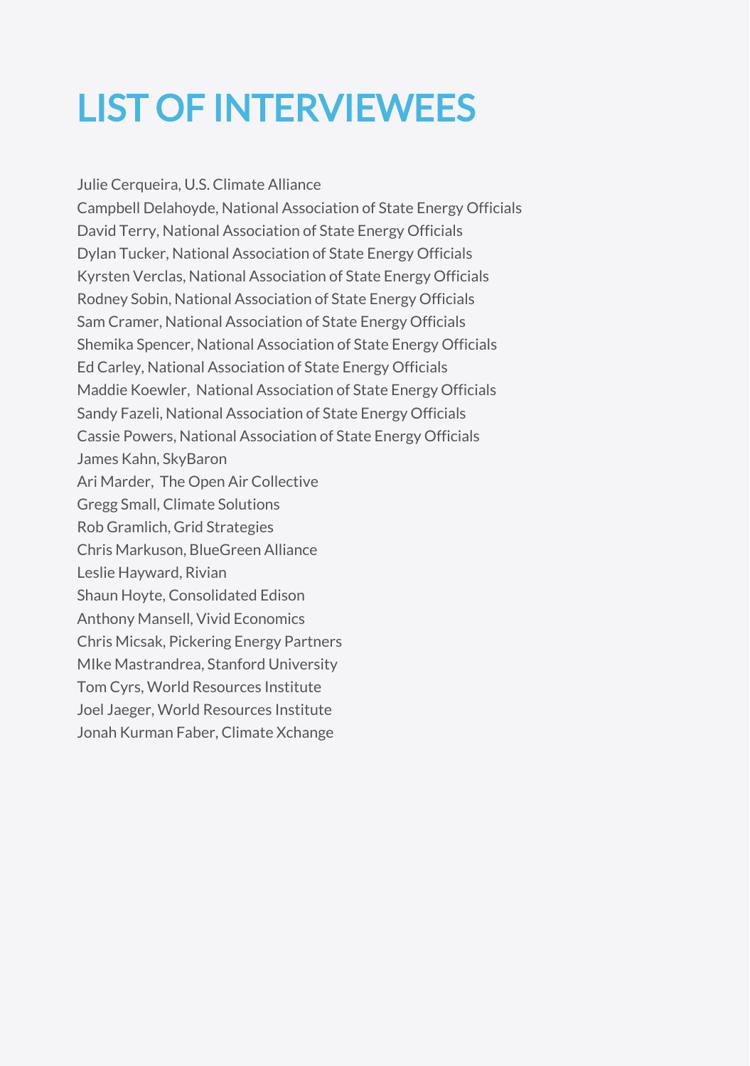# LIST OF INTERVIEWEES

Julie Cerqueira, U.S. Climate Alliance
Campbell Delahoyde, National Association of State Energy Officials
David Terry, National Association of State Energy Officials
Dylan Tucker, National Association of State Energy Officials
Kyrsten Verclas, National Association of State Energy Officials
Rodney Sobin, National Association of State Energy Officials
Sam Cramer, National Association of State Energy Officials
Shemika Spencer, National Association of State Energy Officials
Ed Carley, National Association of State Energy Officials
Maddie Koewler, National Association of State Energy Officials
Sandy Fazeli, National Association of State Energy Officials
Cassie Powers, National Association of State Energy Officials
James Kahn, SkyBaron
Ari Marder, The Open Air Collective
Gregg Small, Climate Solutions
Rob Gramlich, Grid Strategies
Chris Markuson, BlueGreen Alliance
Leslie Hayward, Rivian
Shaun Hoyte, Consolidated Edison
Anthony Mansell, Vivid Economics
Chris Micsak, Pickering Energy Partners
MIke Mastrandrea, Stanford University
Tom Cyrs, World Resources Institute
Joel Jaeger, World Resources Institute
Jonah Kurman Faber, Climate Xchange